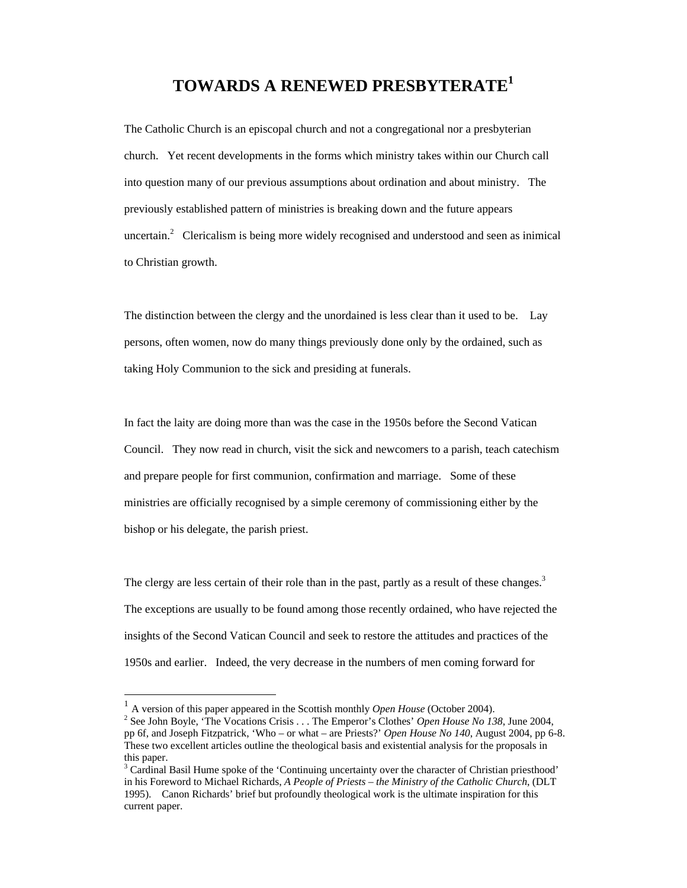# TOWARDS A RENEWED PRESBYTERATE[1]

The Catholic Church is an episcopal church and not a congregational nor a presbyterian church. Yet recent developments in the forms which ministry takes within our Church call into question many of our previous assumptions about ordination and about ministry. The previously established pattern of ministries is breaking down and the future appears uncertain.[2] Clericalism is being more widely recognised and understood and seen as inimical to Christian growth.

The distinction between the clergy and the unordained is less clear than it used to be. Lay persons, often women, now do many things previously done only by the ordained, such as taking Holy Communion to the sick and presiding at funerals.

In fact the laity are doing more than was the case in the 1950s before the Second Vatican Council. They now read in church, visit the sick and newcomers to a parish, teach catechism and prepare people for first communion, confirmation and marriage. Some of these ministries are officially recognised by a simple ceremony of commissioning either by the bishop or his delegate, the parish priest.

The clergy are less certain of their role than in the past, partly as a result of these changes.[3] The exceptions are usually to be found among those recently ordained, who have rejected the insights of the Second Vatican Council and seek to restore the attitudes and practices of the 1950s and earlier. Indeed, the very decrease in the numbers of men coming forward for

---

[1] A version of this paper appeared in the Scottish monthly *Open House* (October 2004).

[2] See John Boyle, 'The Vocations Crisis . . . The Emperor's Clothes' *Open House No 138*, June 2004, pp 6f, and Joseph Fitzpatrick, 'Who – or what – are Priests?' *Open House No 140*, August 2004, pp 6-8. These two excellent articles outline the theological basis and existential analysis for the proposals in this paper.

[3] Cardinal Basil Hume spoke of the 'Continuing uncertainty over the character of Christian priesthood' in his Foreword to Michael Richards, *A People of Priests – the Ministry of the Catholic Church*, (DLT 1995). Canon Richards' brief but profoundly theological work is the ultimate inspiration for this current paper.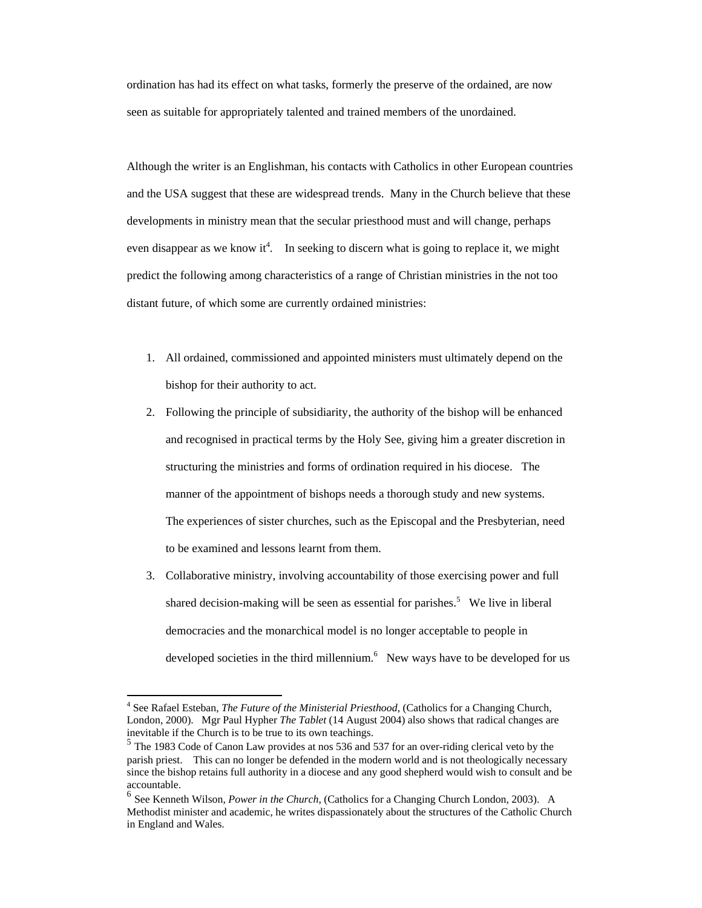ordination has had its effect on what tasks, formerly the preserve of the ordained, are now seen as suitable for appropriately talented and trained members of the unordained.

Although the writer is an Englishman, his contacts with Catholics in other European countries and the USA suggest that these are widespread trends. Many in the Church believe that these developments in ministry mean that the secular priesthood must and will change, perhaps even disappear as we know it[4]. In seeking to discern what is going to replace it, we might predict the following among characteristics of a range of Christian ministries in the not too distant future, of which some are currently ordained ministries:

1. All ordained, commissioned and appointed ministers must ultimately depend on the bishop for their authority to act.
2. Following the principle of subsidiarity, the authority of the bishop will be enhanced and recognised in practical terms by the Holy See, giving him a greater discretion in structuring the ministries and forms of ordination required in his diocese. The manner of the appointment of bishops needs a thorough study and new systems. The experiences of sister churches, such as the Episcopal and the Presbyterian, need to be examined and lessons learnt from them.
3. Collaborative ministry, involving accountability of those exercising power and full shared decision-making will be seen as essential for parishes.[5] We live in liberal democracies and the monarchical model is no longer acceptable to people in developed societies in the third millennium.[6] New ways have to be developed for us

---

[4] See Rafael Esteban, *The Future of the Ministerial Priesthood*, (Catholics for a Changing Church, London, 2000). Mgr Paul Hypher *The Tablet* (14 August 2004) also shows that radical changes are inevitable if the Church is to be true to its own teachings.

[5] The 1983 Code of Canon Law provides at nos 536 and 537 for an over-riding clerical veto by the parish priest. This can no longer be defended in the modern world and is not theologically necessary since the bishop retains full authority in a diocese and any good shepherd would wish to consult and be accountable.

[6] See Kenneth Wilson, *Power in the Church*, (Catholics for a Changing Church London, 2003). A Methodist minister and academic, he writes dispassionately about the structures of the Catholic Church in England and Wales.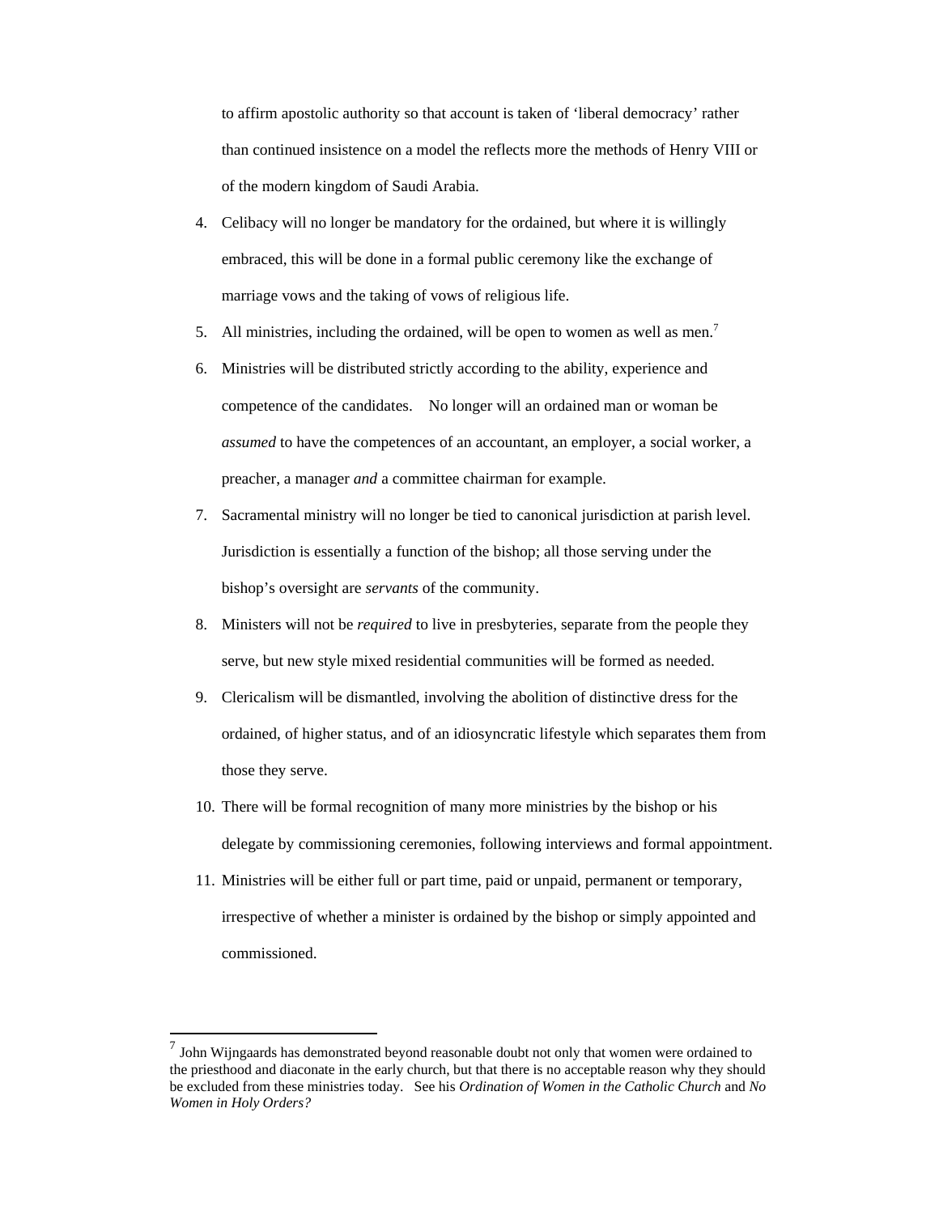to affirm apostolic authority so that account is taken of 'liberal democracy' rather than continued insistence on a model the reflects more the methods of Henry VIII or of the modern kingdom of Saudi Arabia.

4. Celibacy will no longer be mandatory for the ordained, but where it is willingly embraced, this will be done in a formal public ceremony like the exchange of marriage vows and the taking of vows of religious life.
5. All ministries, including the ordained, will be open to women as well as men.[7]
6. Ministries will be distributed strictly according to the ability, experience and competence of the candidates. No longer will an ordained man or woman be *assumed* to have the competences of an accountant, an employer, a social worker, a preacher, a manager *and* a committee chairman for example.
7. Sacramental ministry will no longer be tied to canonical jurisdiction at parish level. Jurisdiction is essentially a function of the bishop; all those serving under the bishop's oversight are *servants* of the community.
8. Ministers will not be *required* to live in presbyteries, separate from the people they serve, but new style mixed residential communities will be formed as needed.
9. Clericalism will be dismantled, involving the abolition of distinctive dress for the ordained, of higher status, and of an idiosyncratic lifestyle which separates them from those they serve.
10. There will be formal recognition of many more ministries by the bishop or his delegate by commissioning ceremonies, following interviews and formal appointment.
11. Ministries will be either full or part time, paid or unpaid, permanent or temporary, irrespective of whether a minister is ordained by the bishop or simply appointed and commissioned.

[7] John Wijngaards has demonstrated beyond reasonable doubt not only that women were ordained to the priesthood and diaconate in the early church, but that there is no acceptable reason why they should be excluded from these ministries today. See his *Ordination of Women in the Catholic Church* and *No Women in Holy Orders?*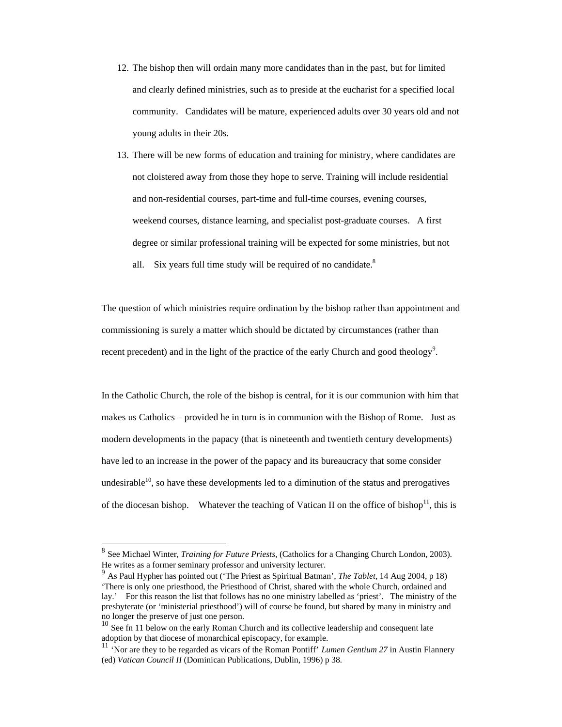12. The bishop then will ordain many more candidates than in the past, but for limited and clearly defined ministries, such as to preside at the eucharist for a specified local community. Candidates will be mature, experienced adults over 30 years old and not young adults in their 20s.
13. There will be new forms of education and training for ministry, where candidates are not cloistered away from those they hope to serve. Training will include residential and non-residential courses, part-time and full-time courses, evening courses, weekend courses, distance learning, and specialist post-graduate courses. A first degree or similar professional training will be expected for some ministries, but not all. Six years full time study will be required of no candidate.[8]

The question of which ministries require ordination by the bishop rather than appointment and commissioning is surely a matter which should be dictated by circumstances (rather than recent precedent) and in the light of the practice of the early Church and good theology[9].

In the Catholic Church, the role of the bishop is central, for it is our communion with him that makes us Catholics – provided he in turn is in communion with the Bishop of Rome. Just as modern developments in the papacy (that is nineteenth and twentieth century developments) have led to an increase in the power of the papacy and its bureaucracy that some consider undesirable[10], so have these developments led to a diminution of the status and prerogatives of the diocesan bishop. Whatever the teaching of Vatican II on the office of bishop[11], this is

---

[8] See Michael Winter, *Training for Future Priests*, (Catholics for a Changing Church London, 2003). He writes as a former seminary professor and university lecturer.

[9] As Paul Hypher has pointed out ('The Priest as Spiritual Batman', *The Tablet*, 14 Aug 2004, p 18) 'There is only one priesthood, the Priesthood of Christ, shared with the whole Church, ordained and lay.' For this reason the list that follows has no one ministry labelled as 'priest'. The ministry of the presbyterate (or 'ministerial priesthood') will of course be found, but shared by many in ministry and no longer the preserve of just one person.

[10] See fn 11 below on the early Roman Church and its collective leadership and consequent late adoption by that diocese of monarchical episcopacy, for example.

[11] 'Nor are they to be regarded as vicars of the Roman Pontiff' *Lumen Gentium 27* in Austin Flannery (ed) *Vatican Council II* (Dominican Publications, Dublin, 1996) p 38.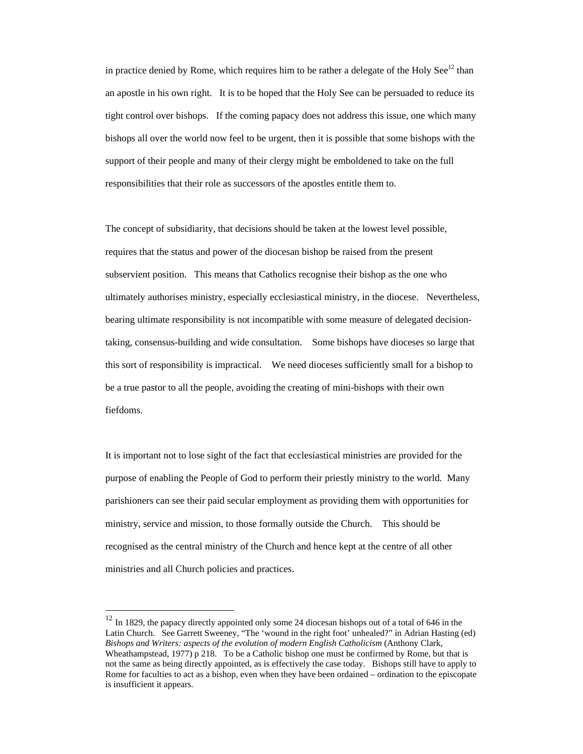in practice denied by Rome, which requires him to be rather a delegate of the Holy See[12] than an apostle in his own right. It is to be hoped that the Holy See can be persuaded to reduce its tight control over bishops. If the coming papacy does not address this issue, one which many bishops all over the world now feel to be urgent, then it is possible that some bishops with the support of their people and many of their clergy might be emboldened to take on the full responsibilities that their role as successors of the apostles entitle them to.

The concept of subsidiarity, that decisions should be taken at the lowest level possible, requires that the status and power of the diocesan bishop be raised from the present subservient position. This means that Catholics recognise their bishop as the one who ultimately authorises ministry, especially ecclesiastical ministry, in the diocese. Nevertheless, bearing ultimate responsibility is not incompatible with some measure of delegated decision-taking, consensus-building and wide consultation. Some bishops have dioceses so large that this sort of responsibility is impractical. We need dioceses sufficiently small for a bishop to be a true pastor to all the people, avoiding the creating of mini-bishops with their own fiefdoms.

It is important not to lose sight of the fact that ecclesiastical ministries are provided for the purpose of enabling the People of God to perform their priestly ministry to the world. Many parishioners can see their paid secular employment as providing them with opportunities for ministry, service and mission, to those formally outside the Church. This should be recognised as the central ministry of the Church and hence kept at the centre of all other ministries and all Church policies and practices.

---

[12] In 1829, the papacy directly appointed only some 24 diocesan bishops out of a total of 646 in the Latin Church. See Garrett Sweeney, "The 'wound in the right foot' unhealed?" in Adrian Hasting (ed) *Bishops and Writers: aspects of the evolution of modern English Catholicism* (Anthony Clark, Wheathampstead, 1977) p 218. To be a Catholic bishop one must be confirmed by Rome, but that is not the same as being directly appointed, as is effectively the case today. Bishops still have to apply to Rome for faculties to act as a bishop, even when they have been ordained – ordination to the episcopate is insufficient it appears.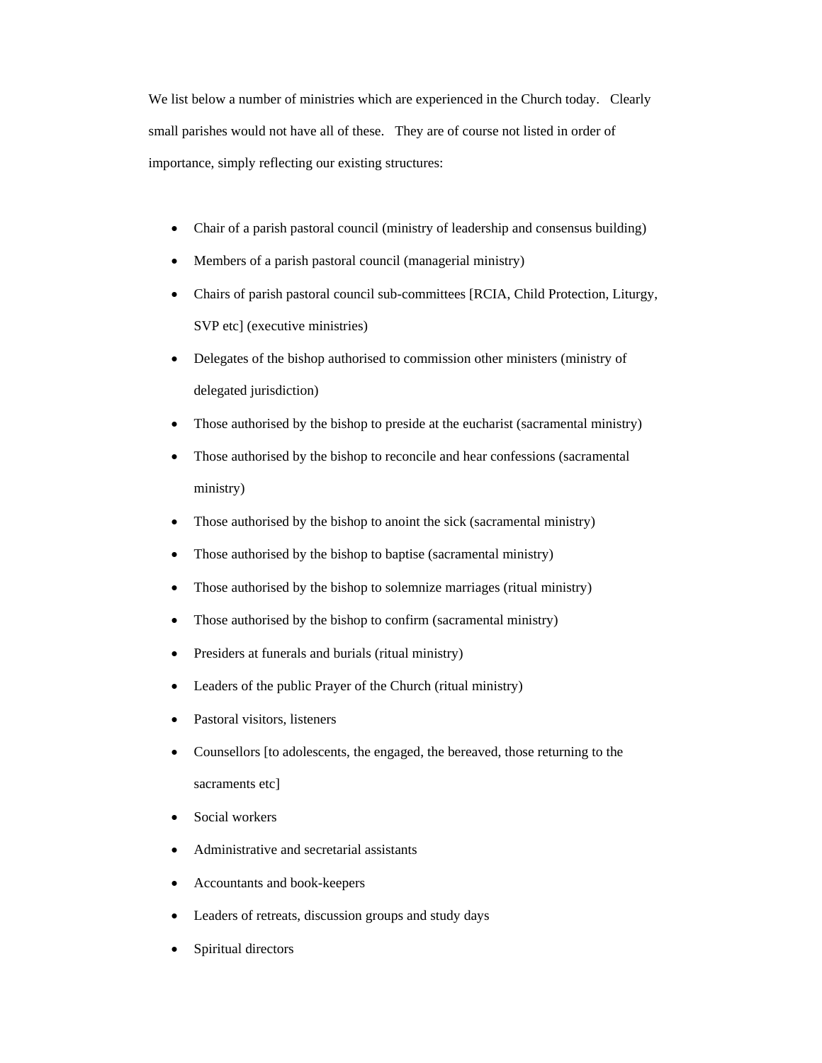We list below a number of ministries which are experienced in the Church today. Clearly small parishes would not have all of these. They are of course not listed in order of importance, simply reflecting our existing structures:

- Chair of a parish pastoral council (ministry of leadership and consensus building)
- Members of a parish pastoral council (managerial ministry)
- Chairs of parish pastoral council sub-committees [RCIA, Child Protection, Liturgy, SVP etc] (executive ministries)
- Delegates of the bishop authorised to commission other ministers (ministry of delegated jurisdiction)
- Those authorised by the bishop to preside at the eucharist (sacramental ministry)
- Those authorised by the bishop to reconcile and hear confessions (sacramental ministry)
- Those authorised by the bishop to anoint the sick (sacramental ministry)
- Those authorised by the bishop to baptise (sacramental ministry)
- Those authorised by the bishop to solemnize marriages (ritual ministry)
- Those authorised by the bishop to confirm (sacramental ministry)
- Presiders at funerals and burials (ritual ministry)
- Leaders of the public Prayer of the Church (ritual ministry)
- Pastoral visitors, listeners
- Counsellors [to adolescents, the engaged, the bereaved, those returning to the sacraments etc]
- Social workers
- Administrative and secretarial assistants
- Accountants and book-keepers
- Leaders of retreats, discussion groups and study days
- Spiritual directors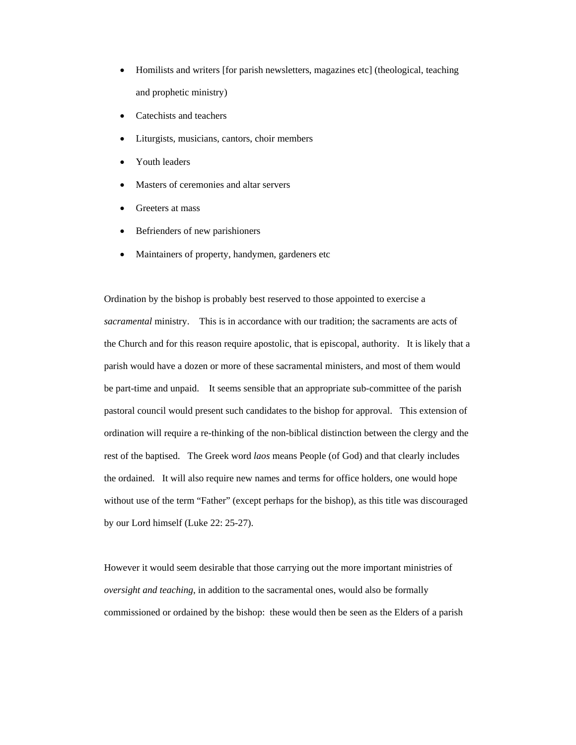- Homilists and writers [for parish newsletters, magazines etc] (theological, teaching and prophetic ministry)
- Catechists and teachers
- Liturgists, musicians, cantors, choir members
- Youth leaders
- Masters of ceremonies and altar servers
- Greeters at mass
- Befrienders of new parishioners
- Maintainers of property, handymen, gardeners etc

Ordination by the bishop is probably best reserved to those appointed to exercise a *sacramental* ministry. This is in accordance with our tradition; the sacraments are acts of the Church and for this reason require apostolic, that is episcopal, authority. It is likely that a parish would have a dozen or more of these sacramental ministers, and most of them would be part-time and unpaid. It seems sensible that an appropriate sub-committee of the parish pastoral council would present such candidates to the bishop for approval. This extension of ordination will require a re-thinking of the non-biblical distinction between the clergy and the rest of the baptised. The Greek word *laos* means People (of God) and that clearly includes the ordained. It will also require new names and terms for office holders, one would hope without use of the term "Father" (except perhaps for the bishop), as this title was discouraged by our Lord himself (Luke 22: 25-27).

However it would seem desirable that those carrying out the more important ministries of *oversight and teaching*, in addition to the sacramental ones, would also be formally commissioned or ordained by the bishop: these would then be seen as the Elders of a parish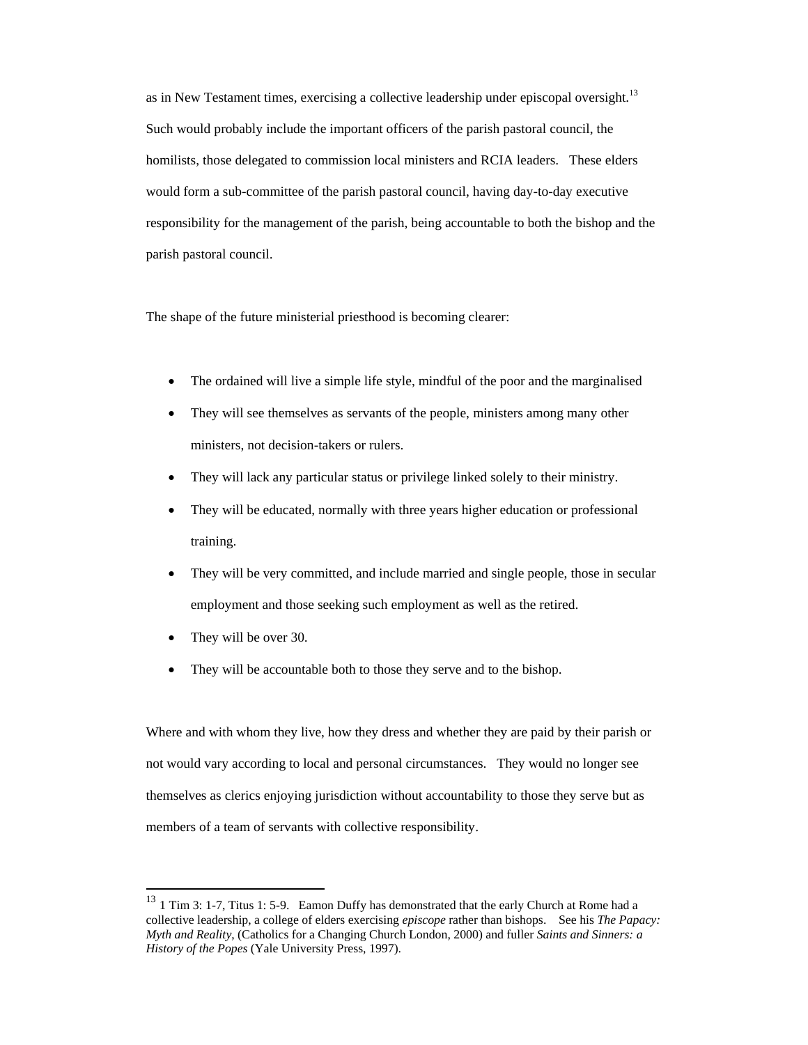as in New Testament times, exercising a collective leadership under episcopal oversight.[13] Such would probably include the important officers of the parish pastoral council, the homilists, those delegated to commission local ministers and RCIA leaders. These elders would form a sub-committee of the parish pastoral council, having day-to-day executive responsibility for the management of the parish, being accountable to both the bishop and the parish pastoral council.

The shape of the future ministerial priesthood is becoming clearer:

- The ordained will live a simple life style, mindful of the poor and the marginalised
- They will see themselves as servants of the people, ministers among many other ministers, not decision-takers or rulers.
- They will lack any particular status or privilege linked solely to their ministry.
- They will be educated, normally with three years higher education or professional training.
- They will be very committed, and include married and single people, those in secular employment and those seeking such employment as well as the retired.
- They will be over 30.
- They will be accountable both to those they serve and to the bishop.

Where and with whom they live, how they dress and whether they are paid by their parish or not would vary according to local and personal circumstances. They would no longer see themselves as clerics enjoying jurisdiction without accountability to those they serve but as members of a team of servants with collective responsibility.

---

[13] 1 Tim 3: 1-7, Titus 1: 5-9. Eamon Duffy has demonstrated that the early Church at Rome had a collective leadership, a college of elders exercising *episcope* rather than bishops. See his *The Papacy: Myth and Reality*, (Catholics for a Changing Church London, 2000) and fuller *Saints and Sinners: a History of the Popes* (Yale University Press, 1997).